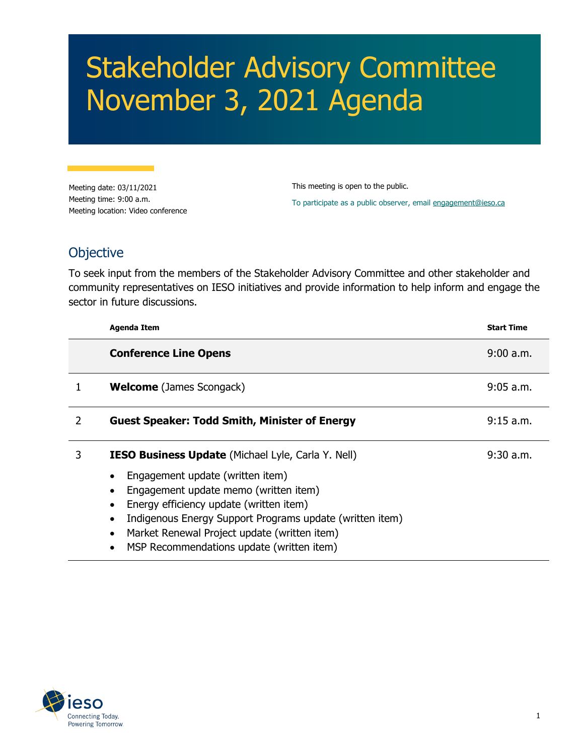# Stakeholder Advisory Committee November 3, 2021 Agenda

Meeting date: 03/11/2021
Meeting time: 9:00 a.m.
Meeting location: Video conference

This meeting is open to the public.

To participate as a public observer, email engagement@ieso.ca

## Objective

To seek input from the members of the Stakeholder Advisory Committee and other stakeholder and community representatives on IESO initiatives and provide information to help inform and engage the sector in future discussions.

| | Agenda Item | Start Time |
|---|---|---|
| | **Conference Line Opens** | 9:00 a.m. |
| 1 | **Welcome** (James Scongack) | 9:05 a.m. |
| 2 | **Guest Speaker: Todd Smith, Minister of Energy** | 9:15 a.m. |
| 3 | **IESO Business Update** (Michael Lyle, Carla Y. Nell)<br>• Engagement update (written item)<br>• Engagement update memo (written item)<br>• Energy efficiency update (written item)<br>• Indigenous Energy Support Programs update (written item)<br>• Market Renewal Project update (written item)<br>• MSP Recommendations update (written item) | 9:30 a.m. |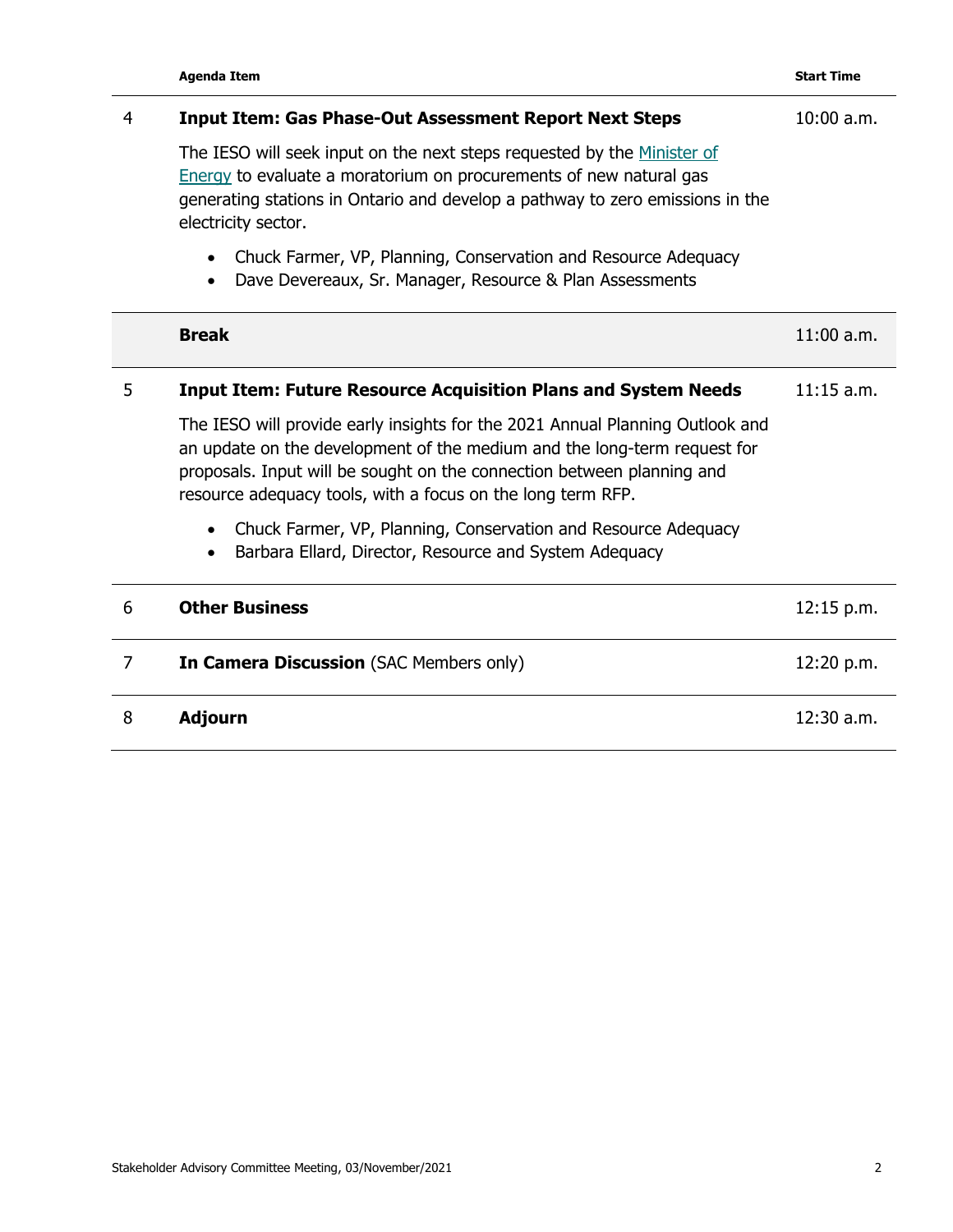| | Agenda Item | Start Time |
|---|---|---|
| 4 | **Input Item: Gas Phase-Out Assessment Report Next Steps** | 10:00 a.m. |

The IESO will seek input on the next steps requested by the Minister of Energy to evaluate a moratorium on procurements of new natural gas generating stations in Ontario and develop a pathway to zero emissions in the electricity sector.

- Chuck Farmer, VP, Planning, Conservation and Resource Adequacy
- Dave Devereaux, Sr. Manager, Resource & Plan Assessments

| | | |
|---|---|---|
| | **Break** | 11:00 a.m. |
| 5 | **Input Item: Future Resource Acquisition Plans and System Needs** | 11:15 a.m. |

The IESO will provide early insights for the 2021 Annual Planning Outlook and an update on the development of the medium and the long-term request for proposals. Input will be sought on the connection between planning and resource adequacy tools, with a focus on the long term RFP.

- Chuck Farmer, VP, Planning, Conservation and Resource Adequacy
- Barbara Ellard, Director, Resource and System Adequacy

| | | |
|---|---|---|
| 6 | **Other Business** | 12:15 p.m. |
| 7 | **In Camera Discussion** (SAC Members only) | 12:20 p.m. |
| 8 | **Adjourn** | 12:30 a.m. |

Stakeholder Advisory Committee Meeting, 03/November/2021